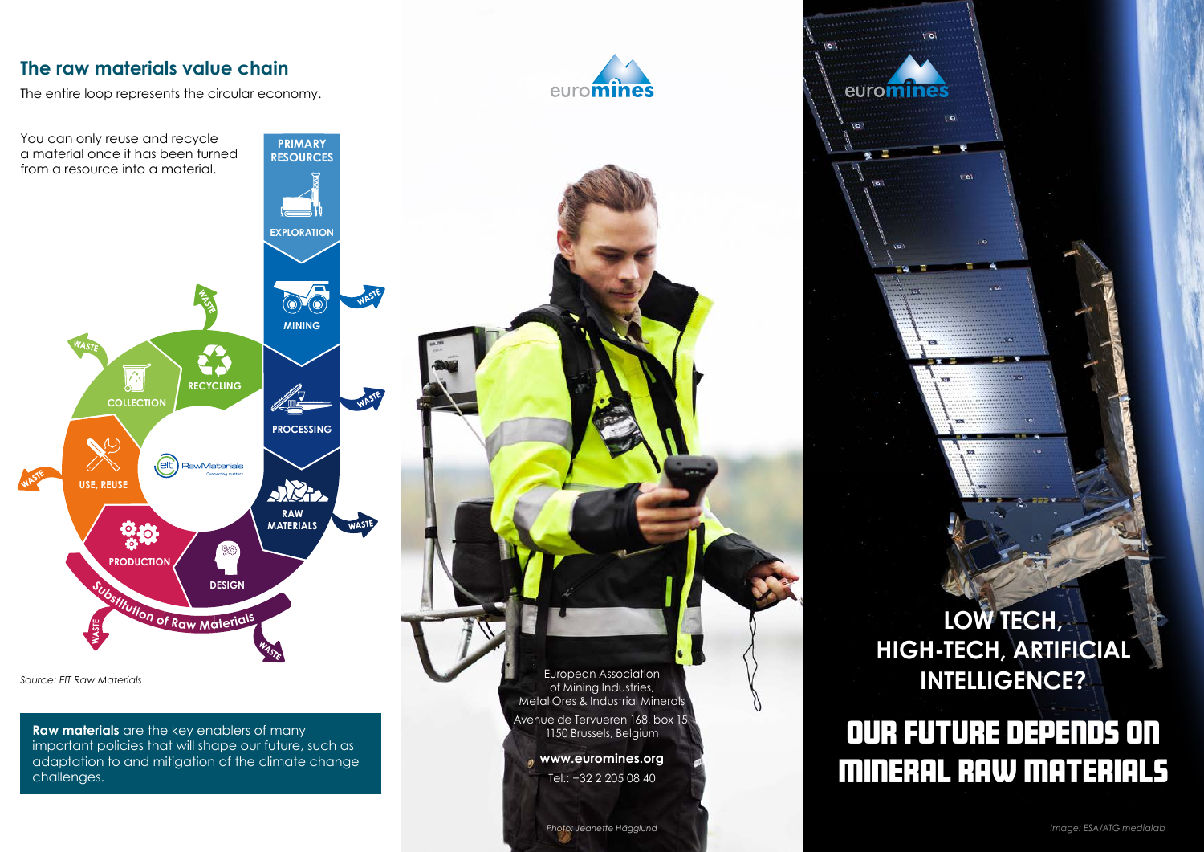## The raw materials value chain

The entire loop represents the circular economy.

You can only reuse and recycle a material once it has been turned from a resource into a material.

PRIMARY RESOURCES

EXPLORATION

MINING

PROCESSING

RAW MATERIALS

DESIGN

PRODUCTION

USE, REUSE

COLLECTION

RECYCLING

WASTE

Substitution of Raw Materials

*Source: EIT Raw Materials*

**Raw materials** are the key enablers of many important policies that will shape our future, such as adaptation to and mitigation of the climate change challenges.

euromines

European Association of Mining Industries, Metal Ores & Industrial Minerals

Avenue de Tervueren 168, box 15, 1150 Brussels, Belgium

**www.euromines.org**

Tel.: +32 2 205 08 40

*Photo: Jeanette Hägglund*

euromines

## LOW TECH, HIGH-TECH, ARTIFICIAL INTELLIGENCE?

# OUR FUTURE DEPENDS ON MINERAL RAW MATERIALS

*Image: ESA/ATG medialab*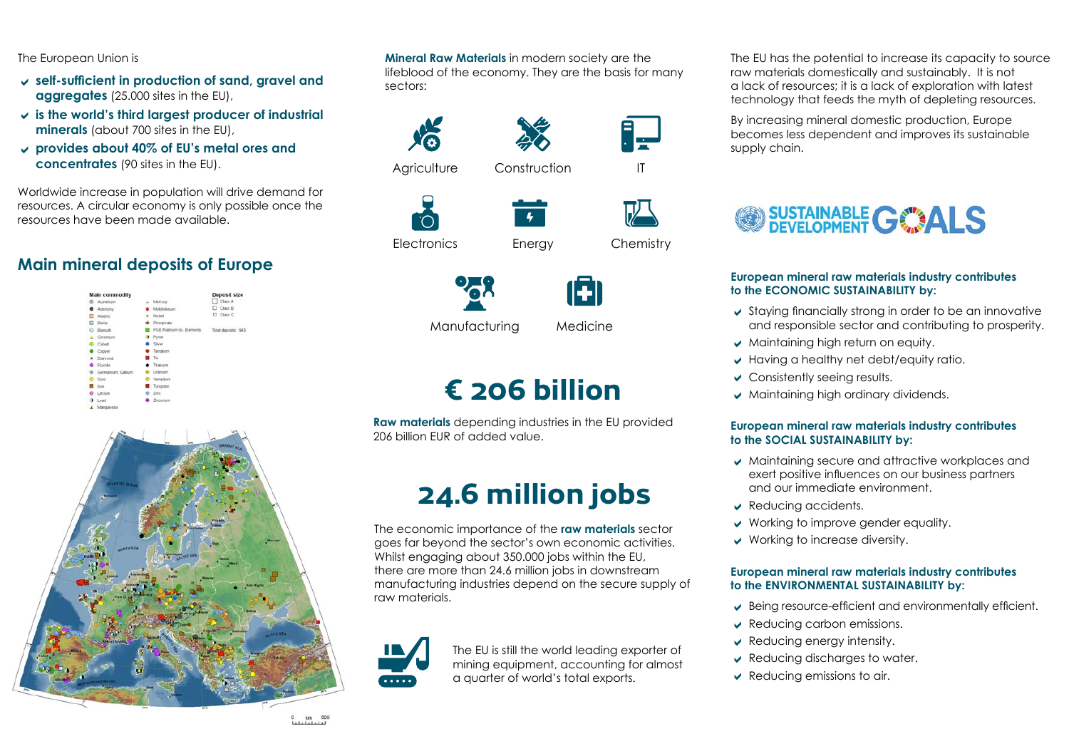The European Union is

- **self-sufficient in production of sand, gravel and aggregates** (25.000 sites in the EU),
- **is the world's third largest producer of industrial minerals** (about 700 sites in the EU),
- **provides about 40% of EU's metal ores and concentrates** (90 sites in the EU).

Worldwide increase in population will drive demand for resources. A circular economy is only possible once the resources have been made available.

## Main mineral deposits of Europe

Main commodity

Aluminium
Antimony
Arsenic
Barite
Bismuth
Chromium
Cobalt
Copper
Diamond
Fluorite
Germanium, Gallium
Gold
Iron
Lithium
Lead
Manganese
Mercury
Molybdenum
Nickel
Phosphate
PGE Platinum Gr. Elements
Pyrite
Silver
Tantalum
Tin
Titanium
Uranium
Vanadium
Tungsten
Zinc
Zirconium

Deposit size

Class A
Class B
Class C

Total deposits: 943

0 km 500

**Mineral Raw Materials** in modern society are the lifeblood of the economy. They are the basis for many sectors:

Agriculture
Construction
IT
Electronics
Energy
Chemistry
Manufacturing
Medicine

# € 206 billion

**Raw materials** depending industries in the EU provided 206 billion EUR of added value.

# 24.6 million jobs

The economic importance of the **raw materials** sector goes far beyond the sector's own economic activities. Whilst engaging about 350.000 jobs within the EU, there are more than 24.6 million jobs in downstream manufacturing industries depend on the secure supply of raw materials.

The EU is still the world leading exporter of mining equipment, accounting for almost a quarter of world's total exports.

The EU has the potential to increase its capacity to source raw materials domestically and sustainably. It is not a lack of resources; it is a lack of exploration with latest technology that feeds the myth of depleting resources.

By increasing mineral domestic production, Europe becomes less dependent and improves its sustainable supply chain.

SUSTAINABLE DEVELOPMENT GOALS

### European mineral raw materials industry contributes to the ECONOMIC SUSTAINABILITY by:

- Staying financially strong in order to be an innovative and responsible sector and contributing to prosperity.
- Maintaining high return on equity.
- Having a healthy net debt/equity ratio.
- Consistently seeing results.
- Maintaining high ordinary dividends.

### European mineral raw materials industry contributes to the SOCIAL SUSTAINABILITY by:

- Maintaining secure and attractive workplaces and exert positive influences on our business partners and our immediate environment.
- Reducing accidents.
- Working to improve gender equality.
- Working to increase diversity.

### European mineral raw materials industry contributes to the ENVIRONMENTAL SUSTAINABILITY by:

- Being resource-efficient and environmentally efficient.
- Reducing carbon emissions.
- Reducing energy intensity.
- Reducing discharges to water.
- Reducing emissions to air.